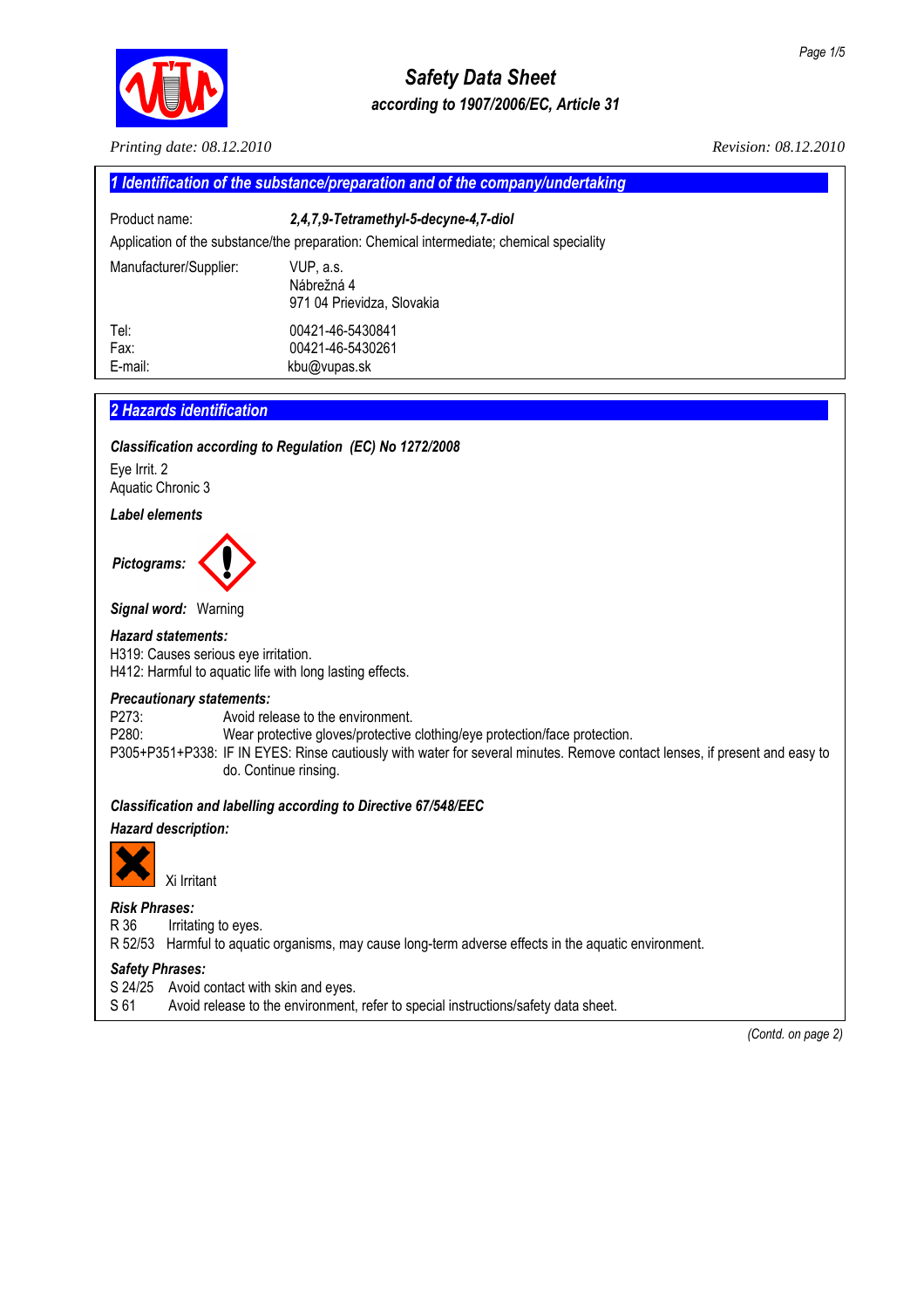# Safety Data Sheet

*according to 1907/2006/EC, Article 31*

*Printing date: 08.12.2010* *Revision: 08.12.2010*

## 1 Identification of the substance/preparation and of the company/undertaking

Product name: ***2,4,7,9-Tetramethyl-5-decyne-4,7-diol***

Application of the substance/the preparation: Chemical intermediate; chemical speciality

Manufacturer/Supplier: VUP, a.s.
Nábrežná 4
971 04 Prievidza, Slovakia

Tel: 00421-46-5430841
Fax: 00421-46-5430261
E-mail: kbu@vupas.sk

## 2 Hazards identification

***Classification according to Regulation (EC) No 1272/2008***

Eye Irrit. 2
Aquatic Chronic 3

***Label elements***

***Pictograms:***

***Signal word:*** Warning

***Hazard statements:***
H319: Causes serious eye irritation.
H412: Harmful to aquatic life with long lasting effects.

***Precautionary statements:***
P273: Avoid release to the environment.
P280: Wear protective gloves/protective clothing/eye protection/face protection.
P305+P351+P338: IF IN EYES: Rinse cautiously with water for several minutes. Remove contact lenses, if present and easy to do. Continue rinsing.

***Classification and labelling according to Directive 67/548/EEC***

***Hazard description:***

Xi Irritant

***Risk Phrases:***
R 36 Irritating to eyes.
R 52/53 Harmful to aquatic organisms, may cause long-term adverse effects in the aquatic environment.

***Safety Phrases:***
S 24/25 Avoid contact with skin and eyes.
S 61 Avoid release to the environment, refer to special instructions/safety data sheet.

*(Contd. on page 2)*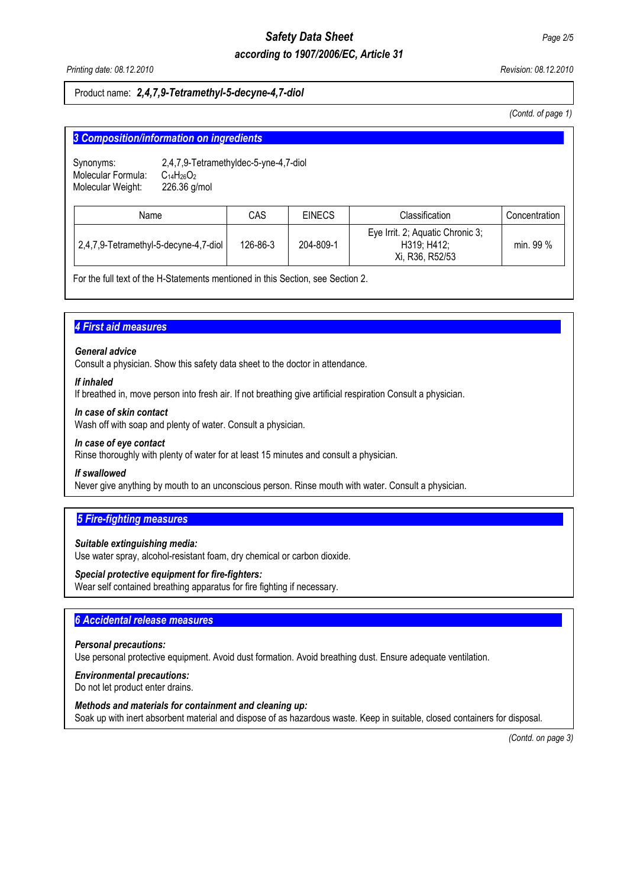Product name: ***2,4,7,9-Tetramethyl-5-decyne-4,7-diol***

*(Contd. of page 1)*

## 3 Composition/information on ingredients

Synonyms: 2,4,7,9-Tetramethyldec-5-yne-4,7-diol
Molecular Formula: $C_{14}H_{26}O_2$
Molecular Weight: 226.36 g/mol

| Name | CAS | EINECS | Classification | Concentration |
| --- | --- | --- | --- | --- |
| 2,4,7,9-Tetramethyl-5-decyne-4,7-diol | 126-86-3 | 204-809-1 | Eye Irrit. 2; Aquatic Chronic 3; H319; H412; Xi, R36, R52/53 | min. 99 % |

For the full text of the H-Statements mentioned in this Section, see Section 2.

## 4 First aid measures

***General advice***
Consult a physician. Show this safety data sheet to the doctor in attendance.

***If inhaled***
If breathed in, move person into fresh air. If not breathing give artificial respiration Consult a physician.

***In case of skin contact***
Wash off with soap and plenty of water. Consult a physician.

***In case of eye contact***
Rinse thoroughly with plenty of water for at least 15 minutes and consult a physician.

***If swallowed***
Never give anything by mouth to an unconscious person. Rinse mouth with water. Consult a physician.

## 5 Fire-fighting measures

***Suitable extinguishing media:***
Use water spray, alcohol-resistant foam, dry chemical or carbon dioxide.

***Special protective equipment for fire-fighters:***
Wear self contained breathing apparatus for fire fighting if necessary.

## 6 Accidental release measures

***Personal precautions:***
Use personal protective equipment. Avoid dust formation. Avoid breathing dust. Ensure adequate ventilation.

***Environmental precautions:***
Do not let product enter drains.

***Methods and materials for containment and cleaning up:***
Soak up with inert absorbent material and dispose of as hazardous waste. Keep in suitable, closed containers for disposal.

*(Contd. on page 3)*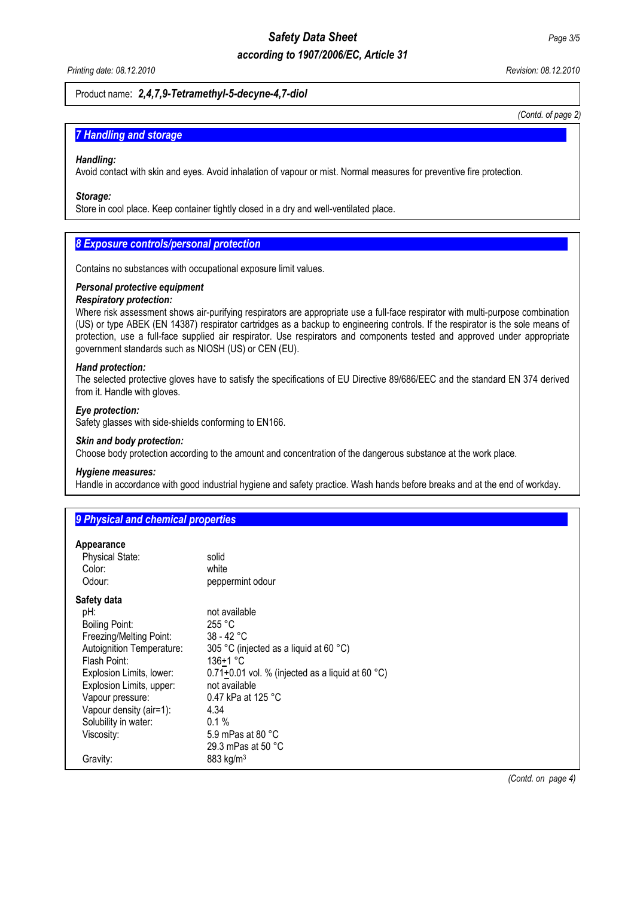Product name: ***2,4,7,9-Tetramethyl-5-decyne-4,7-diol***

*(Contd. of page 2)*

## *7 Handling and storage*

***Handling:***
Avoid contact with skin and eyes. Avoid inhalation of vapour or mist. Normal measures for preventive fire protection.

***Storage:***
Store in cool place. Keep container tightly closed in a dry and well-ventilated place.

## *8 Exposure controls/personal protection*

Contains no substances with occupational exposure limit values.

***Personal protective equipment***

***Respiratory protection:***
Where risk assessment shows air-purifying respirators are appropriate use a full-face respirator with multi-purpose combination (US) or type ABEK (EN 14387) respirator cartridges as a backup to engineering controls. If the respirator is the sole means of protection, use a full-face supplied air respirator. Use respirators and components tested and approved under appropriate government standards such as NIOSH (US) or CEN (EU).

***Hand protection:***
The selected protective gloves have to satisfy the specifications of EU Directive 89/686/EEC and the standard EN 374 derived from it. Handle with gloves.

***Eye protection:***
Safety glasses with side-shields conforming to EN166.

***Skin and body protection:***
Choose body protection according to the amount and concentration of the dangerous substance at the work place.

***Hygiene measures:***
Handle in accordance with good industrial hygiene and safety practice. Wash hands before breaks and at the end of workday.

## *9 Physical and chemical properties*

**Appearance**

| | |
|---|---|
| Physical State: | solid |
| Color: | white |
| Odour: | peppermint odour |

**Safety data**

| | |
|---|---|
| pH: | not available |
| Boiling Point: | 255 °C |
| Freezing/Melting Point: | 38 - 42 °C |
| Autoignition Temperature: | 305 °C (injected as a liquid at 60 °C) |
| Flash Point: | 136±1 °C |
| Explosion Limits, lower: | 0.71±0.01 vol. % (injected as a liquid at 60 °C) |
| Explosion Limits, upper: | not available |
| Vapour pressure: | 0.47 kPa at 125 °C |
| Vapour density (air=1): | 4.34 |
| Solubility in water: | 0.1 % |
| Viscosity: | 5.9 mPas at 80 °C |
| | 29.3 mPas at 50 °C |
| Gravity: | 883 $kg/m^3$ |

*(Contd. on page 4)*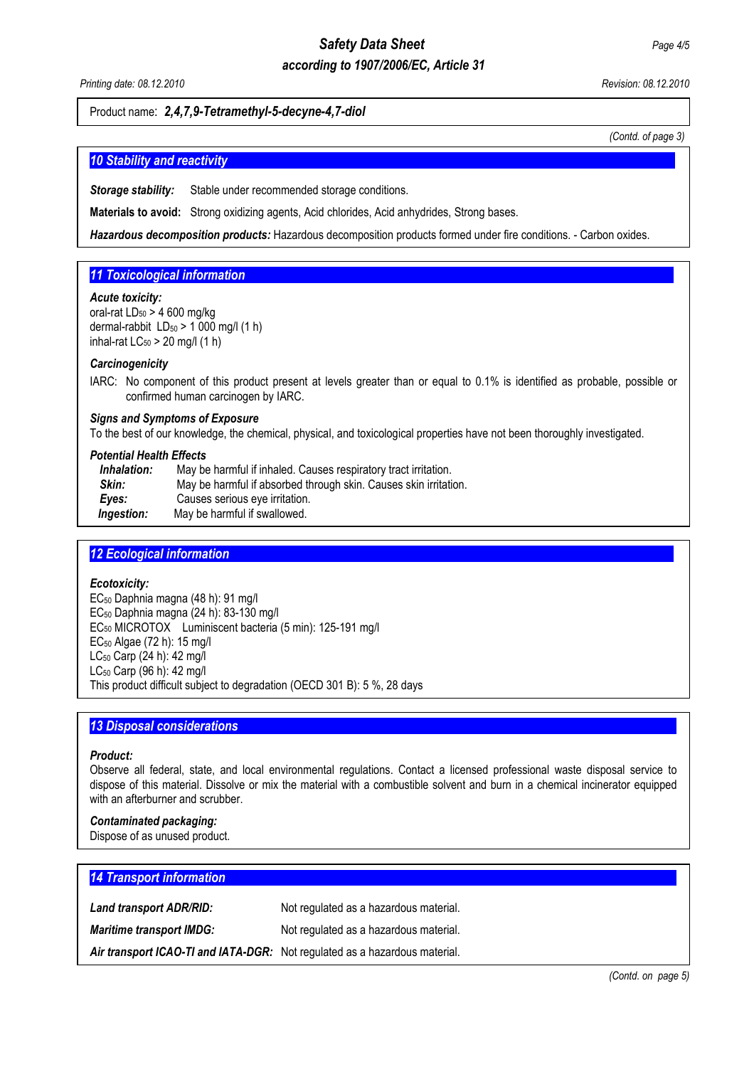Product name: ***2,4,7,9-Tetramethyl-5-decyne-4,7-diol***

*(Contd. of page 3)*

## 10 Stability and reactivity

***Storage stability:*** Stable under recommended storage conditions.

**Materials to avoid:** Strong oxidizing agents, Acid chlorides, Acid anhydrides, Strong bases.

***Hazardous decomposition products:*** Hazardous decomposition products formed under fire conditions. - Carbon oxides.

## 11 Toxicological information

***Acute toxicity:***
oral-rat $LD_{50}$ > 4 600 mg/kg
dermal-rabbit $LD_{50}$ > 1 000 mg/l (1 h)
inhal-rat $LC_{50}$ > 20 mg/l (1 h)

***Carcinogenicity***

IARC: No component of this product present at levels greater than or equal to 0.1% is identified as probable, possible or confirmed human carcinogen by IARC.

***Signs and Symptoms of Exposure***
To the best of our knowledge, the chemical, physical, and toxicological properties have not been thoroughly investigated.

***Potential Health Effects***
***Inhalation:*** May be harmful if inhaled. Causes respiratory tract irritation.
***Skin:*** May be harmful if absorbed through skin. Causes skin irritation.
***Eyes:*** Causes serious eye irritation.
***Ingestion:*** May be harmful if swallowed.

## 12 Ecological information

***Ecotoxicity:***
$EC_{50}$ Daphnia magna (48 h): 91 mg/l
$EC_{50}$ Daphnia magna (24 h): 83-130 mg/l
$EC_{50}$ MICROTOX Luminiscent bacteria (5 min): 125-191 mg/l
$EC_{50}$ Algae (72 h): 15 mg/l
$LC_{50}$ Carp (24 h): 42 mg/l
$LC_{50}$ Carp (96 h): 42 mg/l
This product difficult subject to degradation (OECD 301 B): 5 %, 28 days

## 13 Disposal considerations

***Product:***
Observe all federal, state, and local environmental regulations. Contact a licensed professional waste disposal service to dispose of this material. Dissolve or mix the material with a combustible solvent and burn in a chemical incinerator equipped with an afterburner and scrubber.

***Contaminated packaging:***
Dispose of as unused product.

## 14 Transport information

***Land transport ADR/RID:*** Not regulated as a hazardous material.

***Maritime transport IMDG:*** Not regulated as a hazardous material.

***Air transport ICAO-TI and IATA-DGR:*** Not regulated as a hazardous material.

*(Contd. on page 5)*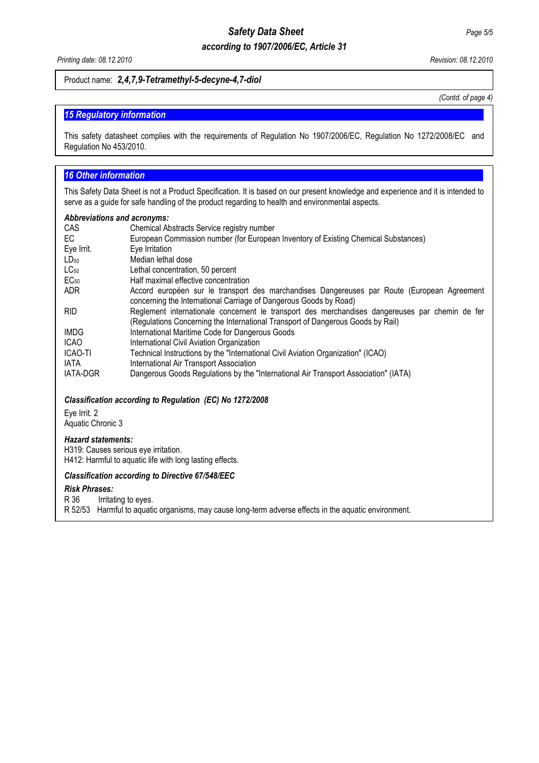Product name: ***2,4,7,9-Tetramethyl-5-decyne-4,7-diol***

*(Contd. of page 4)*

## *15 Regulatory information*

This safety datasheet complies with the requirements of Regulation No 1907/2006/EC, Regulation No 1272/2008/EC and Regulation No 453/2010.

## *16 Other information*

This Safety Data Sheet is not a Product Specification. It is based on our present knowledge and experience and it is intended to serve as a guide for safe handling of the product regarding to health and environmental aspects.

***Abbreviations and acronyms:***

| | |
|---|---|
| CAS | Chemical Abstracts Service registry number |
| EC | European Commission number (for European Inventory of Existing Chemical Substances) |
| Eye Irrit. | Eye Irritation |
| $LD_{50}$ | Median lethal dose |
| $LC_{50}$ | Lethal concentration, 50 percent |
| $EC_{50}$ | Half maximal effective concentration |
| ADR | Accord européen sur le transport des marchandises Dangereuses par Route (European Agreement concerning the International Carriage of Dangerous Goods by Road) |
| RID | Reglement internationale concernent le transport des merchandises dangereuses par chemin de fer (Regulations Concerning the International Transport of Dangerous Goods by Rail) |
| IMDG | International Maritime Code for Dangerous Goods |
| ICAO | International Civil Aviation Organization |
| ICAO-TI | Technical Instructions by the "International Civil Aviation Organization" (ICAO) |
| IATA | International Air Transport Association |
| IATA-DGR | Dangerous Goods Regulations by the "International Air Transport Association" (IATA) |

***Classification according to Regulation (EC) No 1272/2008***

Eye Irrit. 2
Aquatic Chronic 3

***Hazard statements:***

H319: Causes serious eye irritation.
H412: Harmful to aquatic life with long lasting effects.

***Classification according to Directive 67/548/EEC***

***Risk Phrases:***

R 36 Irritating to eyes.
R 52/53 Harmful to aquatic organisms, may cause long-term adverse effects in the aquatic environment.